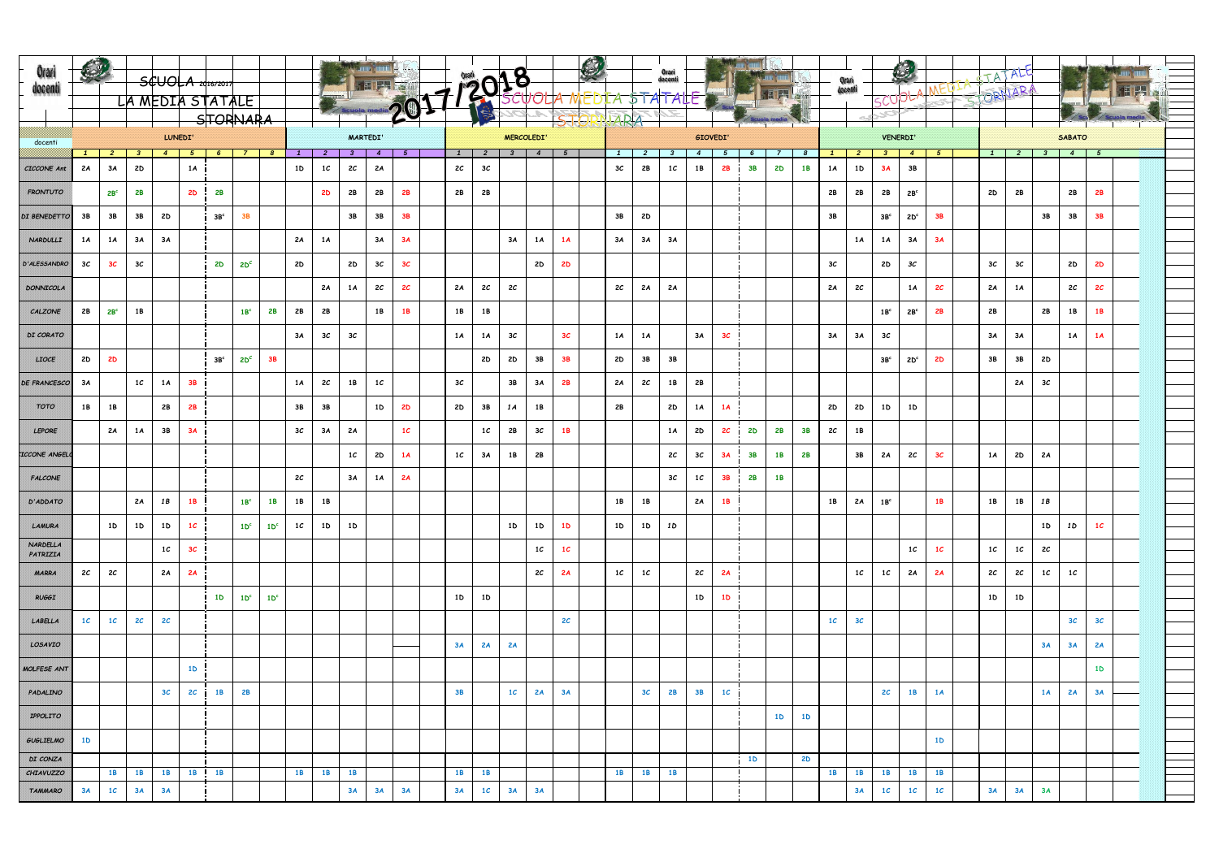# Orari docenti

## SCUOLA MEDIA STATALE STORNARA 2017/2018

| docenti | LUNEDI' 1 | 2 | 3 | 4 | 5 | 6 | 7 | 8 | MARTEDI' 1 | 2 | 3 | 4 | 5 | MERCOLEDI' 1 | 2 | 3 | 4 | 5 | GIOVEDI' 1 | 2 | 3 | 4 | 5 | 6 | 7 | 8 | VENERDI' 1 | 2 | 3 | 4 | 5 | SABATO 1 | 2 | 3 | 4 | 5 |
|---|---|---|---|---|---|---|---|---|---|---|---|---|---|---|---|---|---|---|---|---|---|---|---|---|---|---|---|---|---|---|---|---|---|---|---|---|
| CICCONE Ant | 2A | 3A | 2D | | 1A | | | | 1D | 1C | 2C | 2A | | 2C | 3C | | | | 3C | 2B | 1C | 1B | 2B | 3B | 2D | 1B | 1A | 1D | 3A | 3B | | | | | | |
| FRONTUTO | | 2B[c] | 2B | | 2D | 2B | | | | 2D | 2B | 2B | 2B | 2B | 2B | | | | | | | | | | | | 2B | 2B | 2B | 2B[c] | | 2D | 2B | | 2B | 2B |
| DI BENEDETTO | 3B | 3B | 3B | 2D | | 3B[c] | 3B | | | | 3B | 3B | 3B | | | | | | 3B | 2D | | | | | | | 3B | | 3B[c] | 2D[c] | 3B | | | 3B | 3B | 3B |
| NARDULLI | 1A | 1A | 3A | 3A | | | | | 2A | 1A | | 3A | 3A | | | 3A | 1A | 1A | 3A | 3A | 3A | | | | | | | 1A | 1A | 3A | 3A | | | | | |
| D'ALESSANDRO | 3C | 3C | 3C | | | 2D | 2D[c] | | 2D | | 2D | 3C | 3C | | | | 2D | 2D | | | | | | | | | 3C | | 2D | 3C | | 3C | 3C | | 2D | 2D |
| DONNICOLA | | | | | | | | | | 2A | 1A | 2C | 2C | 2A | 2C | 2C | | | 2C | 2A | 2A | | | | | | 2A | 2C | | 1A | 2C | 2A | 1A | | 2C | 2C |
| CALZONE | 2B | 2B[c] | 1B | | | | 1B[c] | 2B | 2B | 2B | | 1B | 1B | 1B | 1B | | | | | | | | | | | | | | 1B[c] | 2B[c] | 2B | 2B | | 2B | 1B | 1B |
| DI CORATO | | | | | | | | | 3A | 3C | 3C | | | 1A | 1A | 3C | | 3C | 1A | 1A | | 3A | 3C | | | | 3A | 3A | 3C | | | 3A | 3A | | 1A | 1A |
| LIOCE | 2D | 2D | | | | 3B[c] | 2D[c] | 3B | | | | | | | 2D | 2D | 3B | 3B | 2D | 3B | 3B | | | | | | | | 3B[c] | 2D[c] | 2D | 3B | 3B | 2D | | |
| DE FRANCESCO | 3A | | 1C | 1A | 3B | | | | 1A | 2C | 1B | 1C | | 3C | | 3B | 3A | 2B | 2A | 2C | 1B | 2B | | | | | | | | | | | 2A | 3C | | |
| TOTO | 1B | 1B | | 2B | 2B | | | | 3B | 3B | | 1D | 2D | 2D | 3B | 1A | 1B | | 2B | | 2D | 1A | 1A | | | | 2D | 2D | 1D | 1D | | | | | | |
| LEPORE | | 2A | 1A | 3B | 3A | | | | 3C | 3A | 2A | | 1C | | 1C | 2B | 3C | 1B | | | 1A | 2D | 2C | 2D | 2B | 3B | 2C | 1B | | | | | | | | |
| CICCONE ANGELO | | | | | | | | | | | 1C | 2D | 1A | 1C | 3A | 1B | 2B | | | | 2C | 3C | 3A | 3B | 1B | 2B | | 3B | 2A | 2C | 3C | 1A | 2D | 2A | | |
| FALCONE | | | | | | | | | 2C | | 3A | 1A | 2A | | | | | | | | 3C | 1C | 3B | 2B | 1B | | | | | | | | | | | |
| D'ADDATO | | | 2A | 1B | 1B | | 1B[c] | 1B | 1B | 1B | | | | | | | | | 1B | 1B | | 2A | 1B | | | | 1B | 2A | 1B[c] | | 1B | 1B | 1B | 1B | | |
| LAMURA | | 1D | 1D | 1D | 1C | | 1D[c] | 1D[c] | 1C | 1D | 1D | | | | | 1D | 1D | 1D | 1D | 1D | 1D | | | | | | | | | | | | | 1D | 1D | 1C |
| NARDELLA PATRIZIA | | | | 1C | 3C | | | | | | | | | | | | 1C | 1C | | | | | | | | | | | | 1C | 1C | 1C | 1C | 2C | | |
| MARRA | 2C | 2C | | 2A | 2A | | | | | | | | | | | | 2C | 2A | 1C | 1C | | 2C | 2A | | | | | 1C | 1C | 2A | 2A | 2C | 2C | 1C | 1C | |
| RUGGI | | | | | | 1D | 1D[c] | 1D[c] | | | | | | 1D | 1D | | | | | | | 1D | 1D | | | | | | | | | 1D | 1D | | | |
| LABELLA | 1C | 1C | 2C | 2C | | | | | | | | | | | | | | 2C | | | | | | | | | 1C | 3C | | | | | | | 3C | 3C |
| LOSAVIO | | | | | | | | | | | | | | 3A | 2A | 2A | | | | | | | | | | | | | | | | | | 3A | 3A | 2A |
| MOLFESE ANT | | | | | 1D | | | | | | | | | | | | | | | | | | | | | | | | | | | | | | | 1D |
| PADALINO | | | | 3C | 2C | 1B | 2B | | | | | | | 3B | | 1C | 2A | 3A | | 3C | 2B | 3B | 1C | | | | | | 2C | 1B | 1A | | | 1A | 2A | 3A |
| IPPOLITO | | | | | | | | | | | | | | | | | | | | | | | | | 1D | 1D | | | | | | | | | | |
| GUGLIELMO | 1D | | | | | | | | | | | | | | | | | | | | | | | | | | | | | | 1D | | | | | |
| DI CONZA | | | | | | | | | | | | | | | | | | | | | | | | 1D | | 2D | | | | | | | | | | |
| CHIAVUZZO | | 1B | 1B | 1B | 1B | 1B | | | 1B | 1B | 1B | | | 1B | 1B | | | | 1B | 1B | 1B | | | | | | 1B | 1B | 1B | 1B | 1B | | | | | |
| TAMMARO | 3A | 1C | 3A | 3A | | | | | | | 3A | 3A | 3A | 3A | 1C | 3A | 3A | | | | | | | | | | | 3A | 1C | 1C | 1C | 3A | 3A | 3A | | |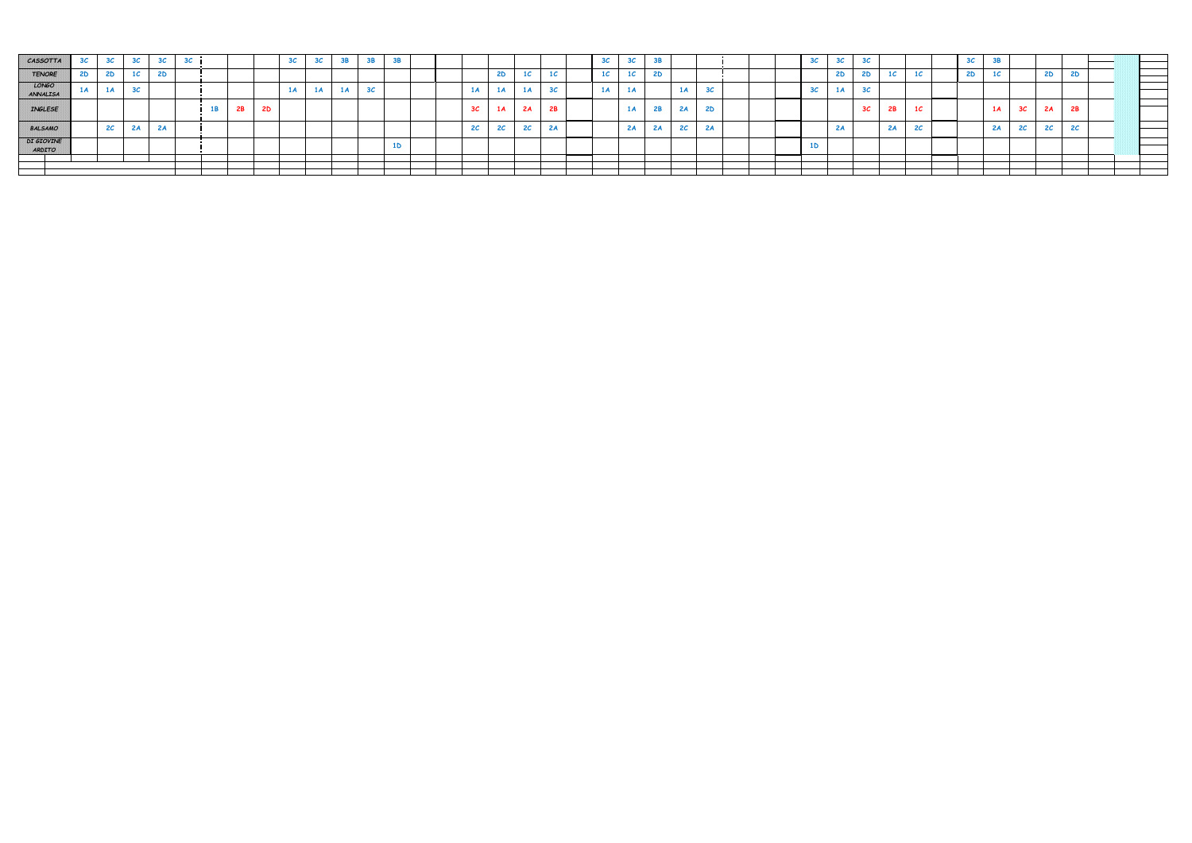| | | | | | | | | | | | | | | | | | | | | | | | | | | | | | | | | | | | | | | | | | | |
|---|---|---|---|---|---|---|---|---|---|---|---|---|---|---|---|---|---|---|---|---|---|---|---|---|---|---|---|---|---|---|---|---|---|---|---|---|---|---|---|---|---|---|
| CASSOTTA | 3C | 3C | 3C | 3C | 3C | | | | 3C | 3C | 3B | 3B | 3B | | | | | | | | 3C | 3C | 3B | | | | | | 3C | 3C | 3C | | | | 3C | 3B | | | | | | |
| TENORE | 2D | 2D | 1C | 2D | | | | | | | | | | | | | 2D | 1C | 1C | | 1C | 1C | 2D | | | | | | | 2D | 2D | 1C | 1C | | 2D | 1C | | 2D | 2D | | | |
| LONGO ANNALISA | 1A | 1A | 3C | | | | | | 1A | 1A | 1A | 3C | | | | 1A | 1A | 1A | 3C | | 1A | 1A | | 1A | 3C | | | | 3C | 1A | 3C | | | | | | | | | | | |
| INGLESE | | | | | | 1B | 2B | 2D | | | | | | | | 3C | 1A | 2A | 2B | | | 1A | 2B | 2A | 2D | | | | | | 3C | 2B | 1C | | | 1A | 3C | 2A | 2B | | | |
| BALSAMO | | 2C | 2A | 2A | | | | | | | | | | | | 2C | 2C | 2C | 2A | | | 2A | 2A | 2C | 2A | | | | | 2A | | 2A | 2C | | | 2A | 2C | 2C | 2C | | | |
| DI GIOVINE ARDITO | | | | | | | | | | | | | 1D | | | | | | | | | | | | | | | | 1D | | | | | | | | | | | | | |